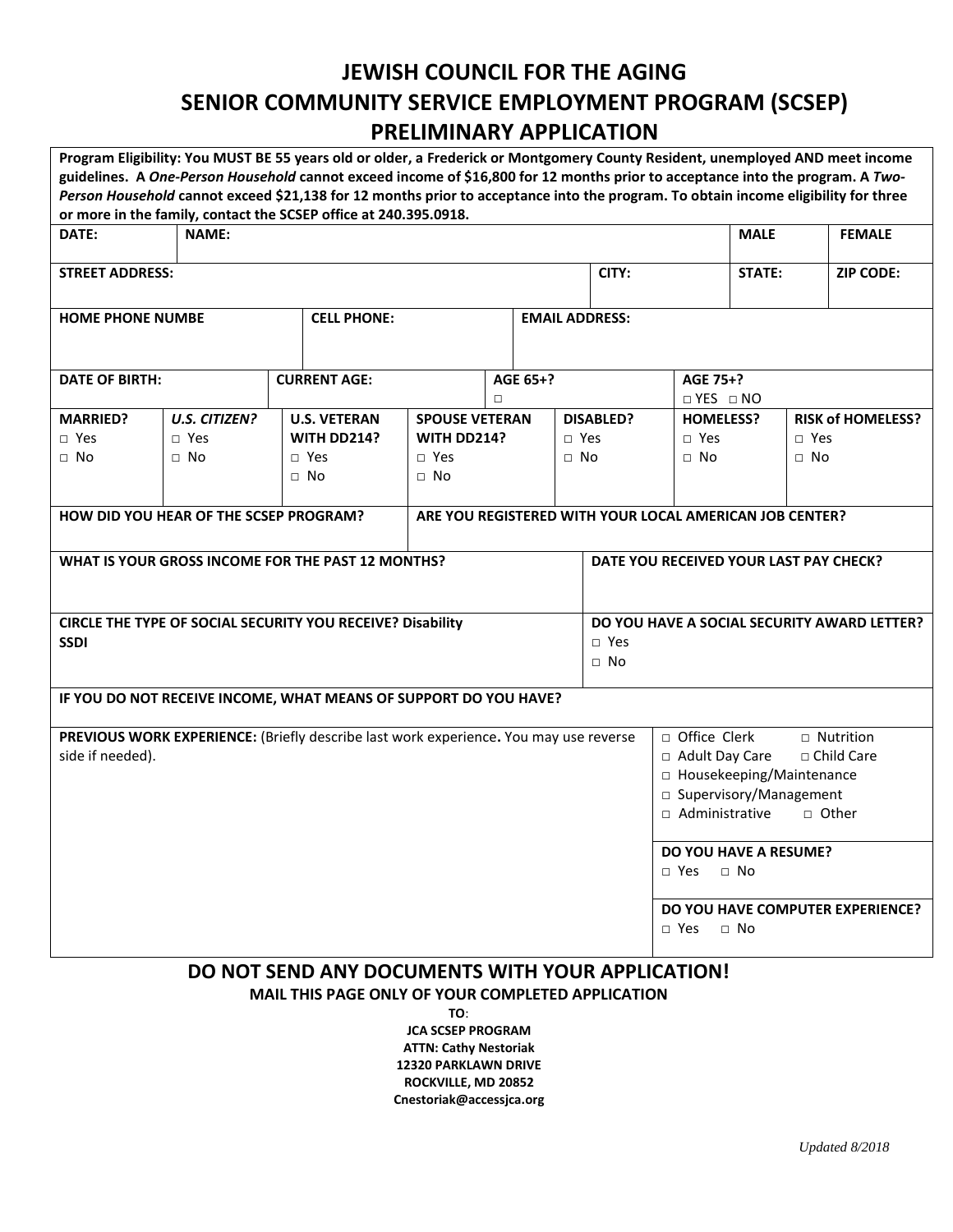# JEWISH COUNCIL FOR THE AGING
# SENIOR COMMUNITY SERVICE EMPLOYMENT PROGRAM (SCSEP)
# PRELIMINARY APPLICATION

**Program Eligibility: You MUST BE 55 years old or older, a Frederick or Montgomery County Resident, unemployed AND meet income guidelines. A *One-Person Household* cannot exceed income of $16,800 for 12 months prior to acceptance into the program. A *Two-Person Household* cannot exceed $21,138 for 12 months prior to acceptance into the program. To obtain income eligibility for three or more in the family, contact the SCSEP office at 240.395.0918.**

| **DATE:** | **NAME:** | **MALE** | **FEMALE** |
|---|---|---|---|

| **STREET ADDRESS:** | **CITY:** | **STATE:** | **ZIP CODE:** |
|---|---|---|---|

| **HOME PHONE NUMBE** | **CELL PHONE:** | **EMAIL ADDRESS:** |
|---|---|---|

| **DATE OF BIRTH:** | **CURRENT AGE:** | **AGE 65+?** □ | **AGE 75+?** □ YES □ NO |
|---|---|---|---|

| **MARRIED?** | ***U.S. CITIZEN?*** | **U.S. VETERAN WITH DD214?** | **SPOUSE VETERAN WITH DD214?** | **DISABLED?** | **HOMELESS?** | **RISK of HOMELESS?** |
|---|---|---|---|---|---|---|
| □ Yes | □ Yes | □ Yes | □ Yes | □ Yes | □ Yes | □ Yes |
| □ No | □ No | □ No | □ No | □ No | □ No | □ No |

| **HOW DID YOU HEAR OF THE SCSEP PROGRAM?** | **ARE YOU REGISTERED WITH YOUR LOCAL AMERICAN JOB CENTER?** |
|---|---|

| **WHAT IS YOUR GROSS INCOME FOR THE PAST 12 MONTHS?** | **DATE YOU RECEIVED YOUR LAST PAY CHECK?** |
|---|---|

| **CIRCLE THE TYPE OF SOCIAL SECURITY YOU RECEIVE? Disability SSDI** | **DO YOU HAVE A SOCIAL SECURITY AWARD LETTER?** □ Yes □ No |
|---|---|

**IF YOU DO NOT RECEIVE INCOME, WHAT MEANS OF SUPPORT DO YOU HAVE?**

| **PREVIOUS WORK EXPERIENCE:** (Briefly describe last work experience**.** You may use reverse side if needed). | □ Office Clerk □ Nutrition<br>□ Adult Day Care □ Child Care<br>□ Housekeeping/Maintenance<br>□ Supervisory/Management<br>□ Administrative □ Other |
|---|---|
| | **DO YOU HAVE A RESUME?** □ Yes □ No |
| | **DO YOU HAVE COMPUTER EXPERIENCE?** □ Yes □ No |

## DO NOT SEND ANY DOCUMENTS WITH YOUR APPLICATION!

**MAIL THIS PAGE ONLY OF YOUR COMPLETED APPLICATION**

**TO**:
**JCA SCSEP PROGRAM**
**ATTN: Cathy Nestoriak**
**12320 PARKLAWN DRIVE**
**ROCKVILLE, MD 20852**
**Cnestoriak@accessjca.org**

*Updated 8/2018*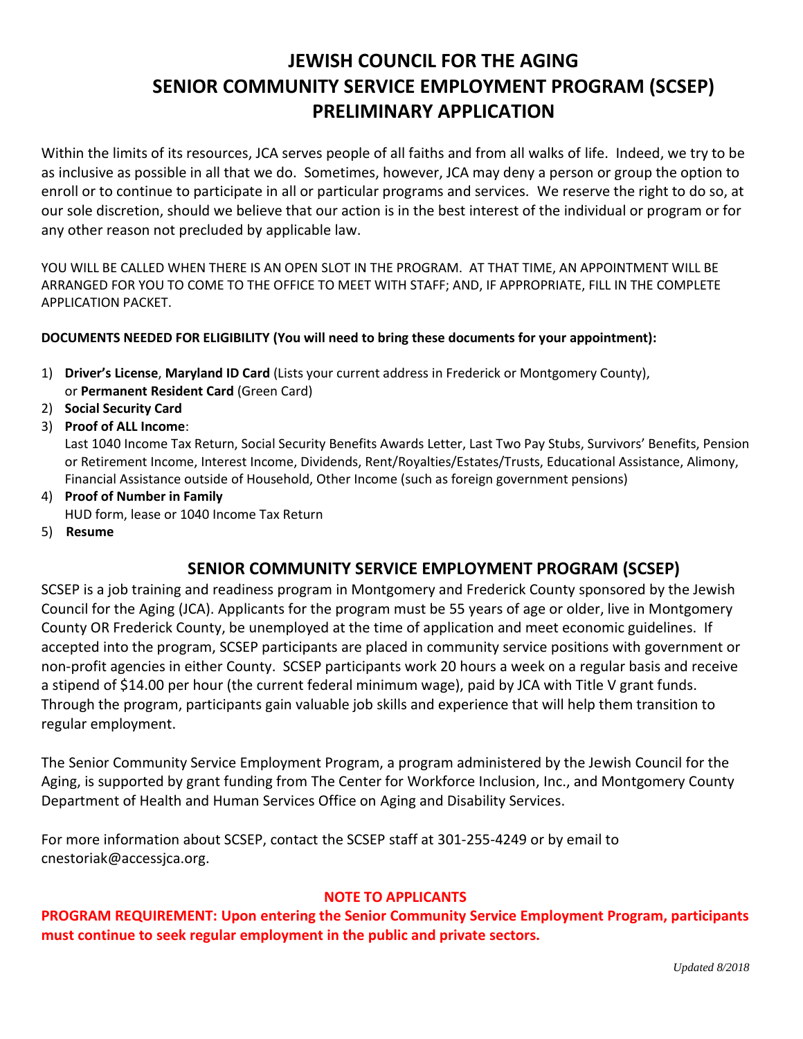# JEWISH COUNCIL FOR THE AGING
# SENIOR COMMUNITY SERVICE EMPLOYMENT PROGRAM (SCSEP)
# PRELIMINARY APPLICATION

Within the limits of its resources, JCA serves people of all faiths and from all walks of life. Indeed, we try to be as inclusive as possible in all that we do. Sometimes, however, JCA may deny a person or group the option to enroll or to continue to participate in all or particular programs and services. We reserve the right to do so, at our sole discretion, should we believe that our action is in the best interest of the individual or program or for any other reason not precluded by applicable law.

YOU WILL BE CALLED WHEN THERE IS AN OPEN SLOT IN THE PROGRAM. AT THAT TIME, AN APPOINTMENT WILL BE ARRANGED FOR YOU TO COME TO THE OFFICE TO MEET WITH STAFF; AND, IF APPROPRIATE, FILL IN THE COMPLETE APPLICATION PACKET.

**DOCUMENTS NEEDED FOR ELIGIBILITY (You will need to bring these documents for your appointment):**

1) **Driver's License**, **Maryland ID Card** (Lists your current address in Frederick or Montgomery County), or **Permanent Resident Card** (Green Card)
2) **Social Security Card**
3) **Proof of ALL Income**:
   Last 1040 Income Tax Return, Social Security Benefits Awards Letter, Last Two Pay Stubs, Survivors' Benefits, Pension or Retirement Income, Interest Income, Dividends, Rent/Royalties/Estates/Trusts, Educational Assistance, Alimony, Financial Assistance outside of Household, Other Income (such as foreign government pensions)
4) **Proof of Number in Family**
   HUD form, lease or 1040 Income Tax Return
5) **Resume**

## SENIOR COMMUNITY SERVICE EMPLOYMENT PROGRAM (SCSEP)

SCSEP is a job training and readiness program in Montgomery and Frederick County sponsored by the Jewish Council for the Aging (JCA). Applicants for the program must be 55 years of age or older, live in Montgomery County OR Frederick County, be unemployed at the time of application and meet economic guidelines. If accepted into the program, SCSEP participants are placed in community service positions with government or non-profit agencies in either County. SCSEP participants work 20 hours a week on a regular basis and receive a stipend of $14.00 per hour (the current federal minimum wage), paid by JCA with Title V grant funds. Through the program, participants gain valuable job skills and experience that will help them transition to regular employment.

The Senior Community Service Employment Program, a program administered by the Jewish Council for the Aging, is supported by grant funding from The Center for Workforce Inclusion, Inc., and Montgomery County Department of Health and Human Services Office on Aging and Disability Services.

For more information about SCSEP, contact the SCSEP staff at 301-255-4249 or by email to cnestoriak@accessjca.org.

**NOTE TO APPLICANTS**

**PROGRAM REQUIREMENT: Upon entering the Senior Community Service Employment Program, participants must continue to seek regular employment in the public and private sectors.**

*Updated 8/2018*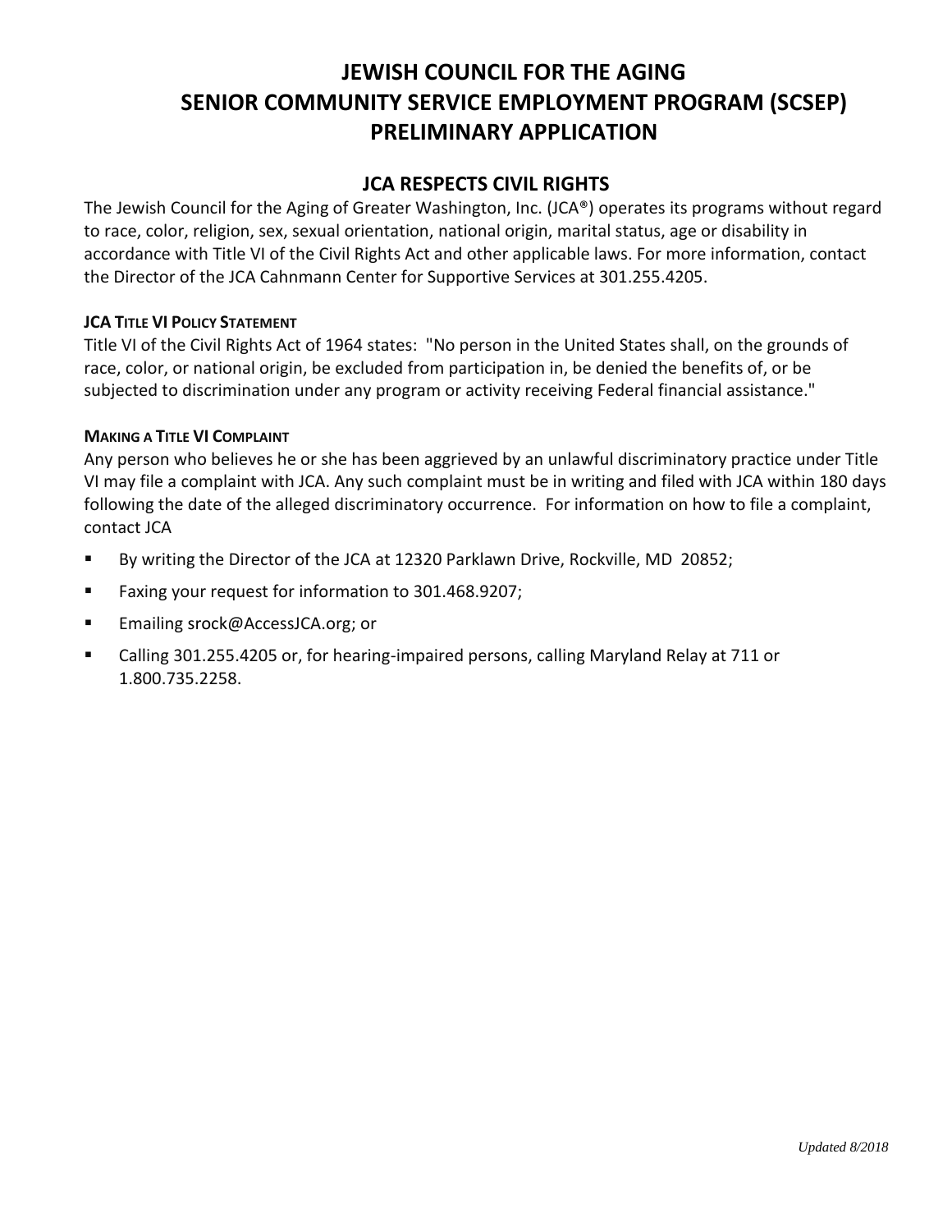# JEWISH COUNCIL FOR THE AGING
# SENIOR COMMUNITY SERVICE EMPLOYMENT PROGRAM (SCSEP)
# PRELIMINARY APPLICATION

## JCA RESPECTS CIVIL RIGHTS

The Jewish Council for the Aging of Greater Washington, Inc. (JCA®) operates its programs without regard to race, color, religion, sex, sexual orientation, national origin, marital status, age or disability in accordance with Title VI of the Civil Rights Act and other applicable laws. For more information, contact the Director of the JCA Cahnmann Center for Supportive Services at 301.255.4205.

### JCA TITLE VI POLICY STATEMENT

Title VI of the Civil Rights Act of 1964 states: "No person in the United States shall, on the grounds of race, color, or national origin, be excluded from participation in, be denied the benefits of, or be subjected to discrimination under any program or activity receiving Federal financial assistance."

### MAKING A TITLE VI COMPLAINT

Any person who believes he or she has been aggrieved by an unlawful discriminatory practice under Title VI may file a complaint with JCA. Any such complaint must be in writing and filed with JCA within 180 days following the date of the alleged discriminatory occurrence. For information on how to file a complaint, contact JCA

- By writing the Director of the JCA at 12320 Parklawn Drive, Rockville, MD 20852;
- Faxing your request for information to 301.468.9207;
- Emailing srock@AccessJCA.org; or
- Calling 301.255.4205 or, for hearing-impaired persons, calling Maryland Relay at 711 or 1.800.735.2258.

*Updated 8/2018*